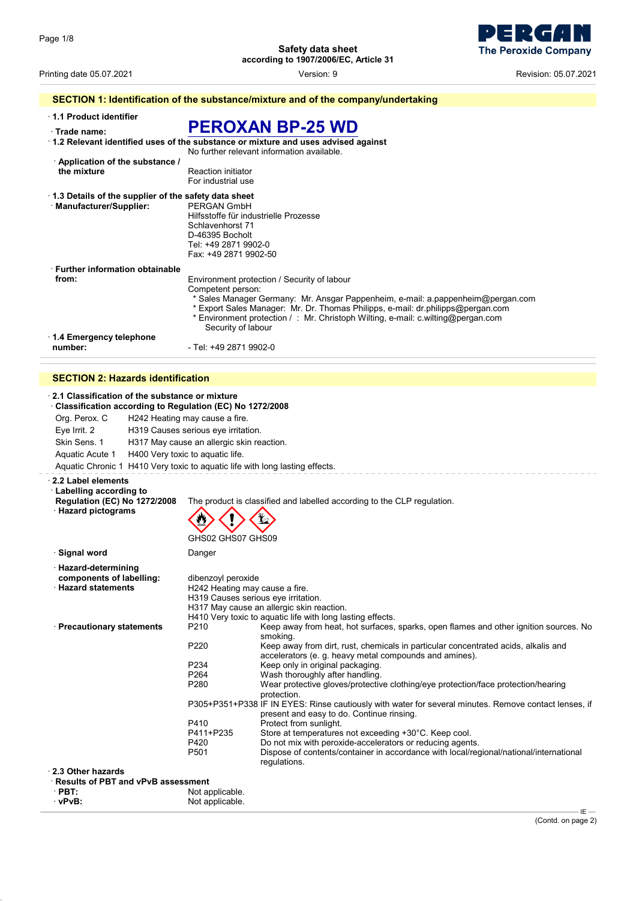Safety data sheet
according to 1907/2006/EC, Article 31

Printing date 05.07.2021 Version: 9 Revision: 05.07.2021

## SECTION 1: Identification of the substance/mixture and of the company/undertaking

· **1.1 Product identifier**

· **Trade name:** **PEROXAN BP-25 WD**

· **1.2 Relevant identified uses of the substance or mixture and uses advised against**
No further relevant information available.

· **Application of the substance / the mixture**
Reaction initiator
For industrial use

· **1.3 Details of the supplier of the safety data sheet**

· **Manufacturer/Supplier:**
PERGAN GmbH
Hilfsstoffe für industrielle Prozesse
Schlavenhorst 71
D-46395 Bocholt
Tel: +49 2871 9902-0
Fax: +49 2871 9902-50

· **Further information obtainable from:**
Environment protection / Security of labour
Competent person:
* Sales Manager Germany: Mr. Ansgar Pappenheim, e-mail: a.pappenheim@pergan.com
* Export Sales Manager: Mr. Dr. Thomas Philipps, e-mail: dr.philipps@pergan.com
* Environment protection / Security of labour : Mr. Christoph Wilting, e-mail: c.wilting@pergan.com

· **1.4 Emergency telephone number:**
- Tel: +49 2871 9902-0

## SECTION 2: Hazards identification

· **2.1 Classification of the substance or mixture**

· **Classification according to Regulation (EC) No 1272/2008**

| | |
|---|---|
| Org. Perox. C | H242 Heating may cause a fire. |
| Eye Irrit. 2 | H319 Causes serious eye irritation. |
| Skin Sens. 1 | H317 May cause an allergic skin reaction. |
| Aquatic Acute 1 | H400 Very toxic to aquatic life. |
| Aquatic Chronic 1 | H410 Very toxic to aquatic life with long lasting effects. |

· **2.2 Label elements**

· **Labelling according to Regulation (EC) No 1272/2008**
The product is classified and labelled according to the CLP regulation.

· **Hazard pictograms**
GHS02 GHS07 GHS09

· **Signal word**
Danger

· **Hazard-determining components of labelling:**
dibenzoyl peroxide

· **Hazard statements**
H242 Heating may cause a fire.
H319 Causes serious eye irritation.
H317 May cause an allergic skin reaction.
H410 Very toxic to aquatic life with long lasting effects.

· **Precautionary statements**

| | |
|---|---|
| P210 | Keep away from heat, hot surfaces, sparks, open flames and other ignition sources. No smoking. |
| P220 | Keep away from dirt, rust, chemicals in particular concentrated acids, alkalis and accelerators (e. g. heavy metal compounds and amines). |
| P234 | Keep only in original packaging. |
| P264 | Wash thoroughly after handling. |
| P280 | Wear protective gloves/protective clothing/eye protection/face protection/hearing protection. |
| P305+P351+P338 | IF IN EYES: Rinse cautiously with water for several minutes. Remove contact lenses, if present and easy to do. Continue rinsing. |
| P410 | Protect from sunlight. |
| P411+P235 | Store at temperatures not exceeding +30°C. Keep cool. |
| P420 | Do not mix with peroxide-accelerators or reducing agents. |
| P501 | Dispose of contents/container in accordance with local/regional/national/international regulations. |

· **2.3 Other hazards**

· **Results of PBT and vPvB assessment**

· **PBT:** Not applicable.

· **vPvB:** Not applicable.

(Contd. on page 2)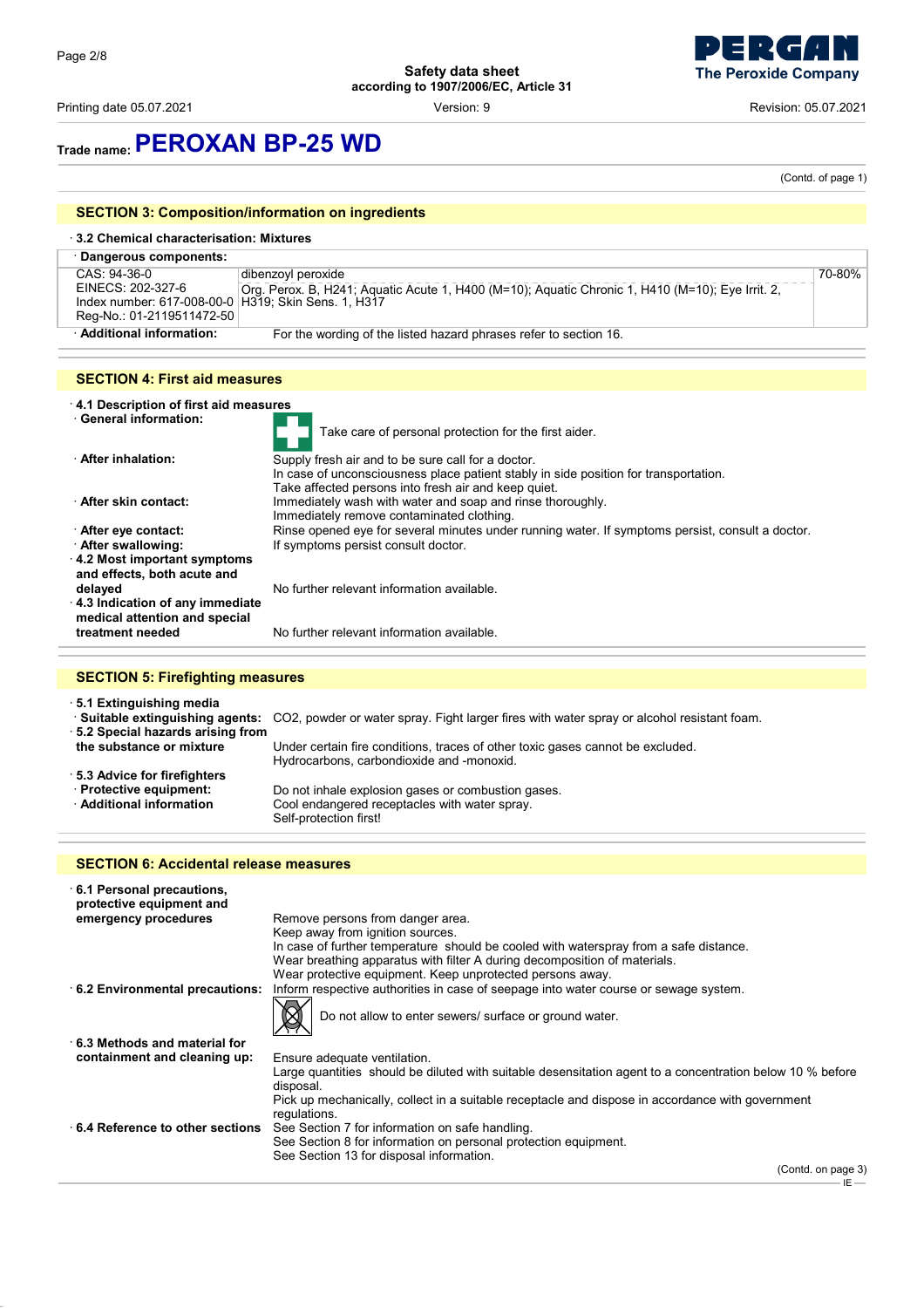Safety data sheet
according to 1907/2006/EC, Article 31

Printing date 05.07.2021 Version: 9 Revision: 05.07.2021

## Trade name: PEROXAN BP-25 WD

(Contd. of page 1)

## SECTION 3: Composition/information on ingredients

· **3.2 Chemical characterisation: Mixtures**

| · Dangerous components: | | |
|---|---|---|
| CAS: 94-36-0<br>EINECS: 202-327-6<br>Index number: 617-008-00-0<br>Reg-No.: 01-2119511472-50 | dibenzoyl peroxide<br>Org. Perox. B, H241; Aquatic Acute 1, H400 (M=10); Aquatic Chronic 1, H410 (M=10); Eye Irrit. 2, H319; Skin Sens. 1, H317 | 70-80% |
| · **Additional information:** | For the wording of the listed hazard phrases refer to section 16. | |

## SECTION 4: First aid measures

· **4.1 Description of first aid measures**

· **General information:** Take care of personal protection for the first aider.

· **After inhalation:** Supply fresh air and to be sure call for a doctor.
In case of unconsciousness place patient stably in side position for transportation.
Take affected persons into fresh air and keep quiet.

· **After skin contact:** Immediately wash with water and soap and rinse thoroughly.
Immediately remove contaminated clothing.

· **After eye contact:** Rinse opened eye for several minutes under running water. If symptoms persist, consult a doctor.

· **After swallowing:** If symptoms persist consult doctor.

· **4.2 Most important symptoms and effects, both acute and delayed** No further relevant information available.

· **4.3 Indication of any immediate medical attention and special treatment needed** No further relevant information available.

## SECTION 5: Firefighting measures

· **5.1 Extinguishing media**

· **Suitable extinguishing agents:** $CO_2$, powder or water spray. Fight larger fires with water spray or alcohol resistant foam.

· **5.2 Special hazards arising from the substance or mixture** Under certain fire conditions, traces of other toxic gases cannot be excluded.
Hydrocarbons, carbondioxide and -monoxid.

· **5.3 Advice for firefighters**

· **Protective equipment:** Do not inhale explosion gases or combustion gases.

· **Additional information** Cool endangered receptacles with water spray.
Self-protection first!

## SECTION 6: Accidental release measures

· **6.1 Personal precautions, protective equipment and emergency procedures** Remove persons from danger area.
Keep away from ignition sources.
In case of further temperature should be cooled with waterspray from a safe distance.
Wear breathing apparatus with filter A during decomposition of materials.
Wear protective equipment. Keep unprotected persons away.

· **6.2 Environmental precautions:** Inform respective authorities in case of seepage into water course or sewage system.
Do not allow to enter sewers/ surface or ground water.

· **6.3 Methods and material for containment and cleaning up:** Ensure adequate ventilation.
Large quantities should be diluted with suitable desensitation agent to a concentration below 10 % before disposal.
Pick up mechanically, collect in a suitable receptacle and dispose in accordance with government regulations.

· **6.4 Reference to other sections** See Section 7 for information on safe handling.
See Section 8 for information on personal protection equipment.
See Section 13 for disposal information.

(Contd. on page 3)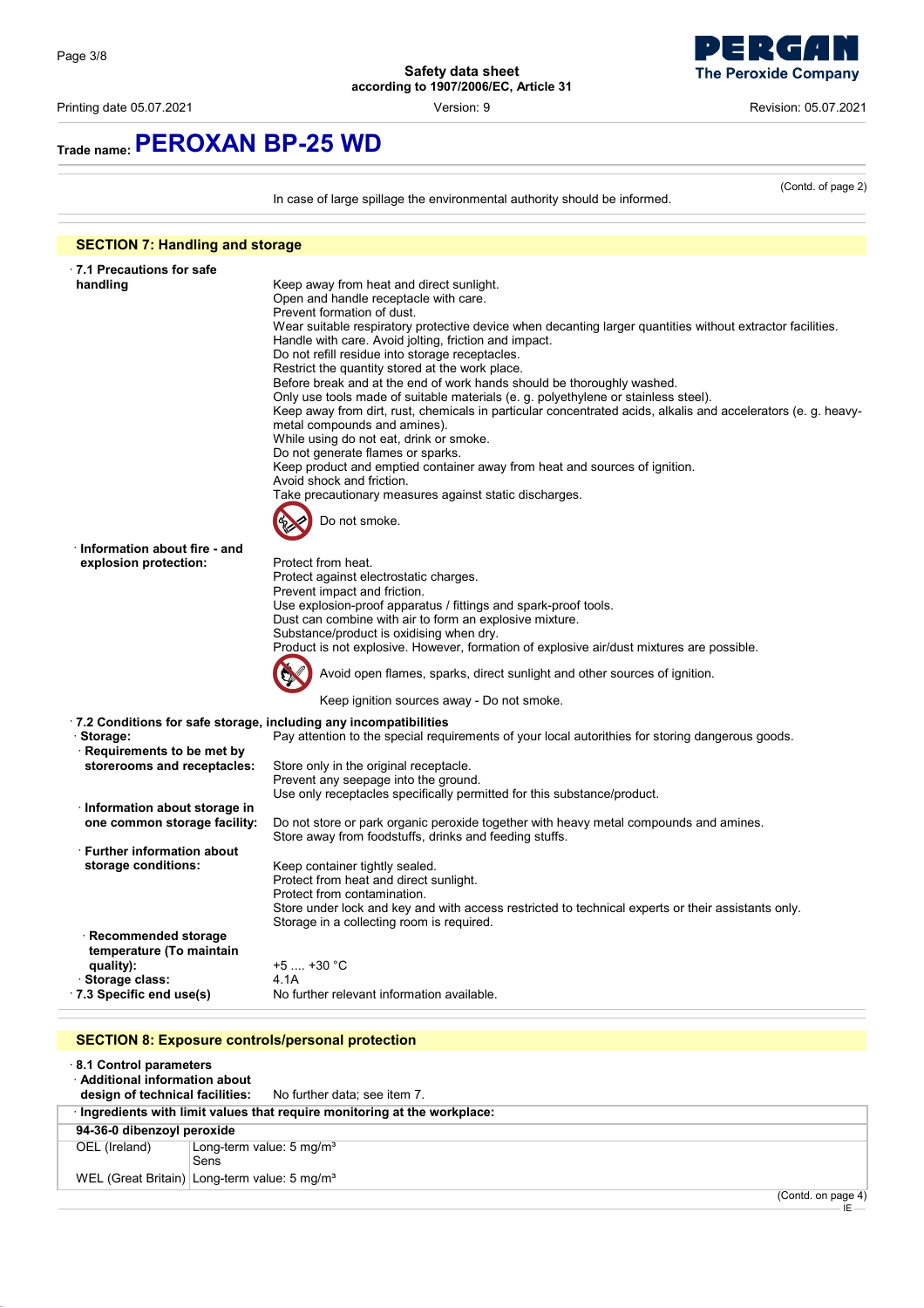## Trade name: PEROXAN BP-25 WD

(Contd. of page 2)

In case of large spillage the environmental authority should be informed.

## SECTION 7: Handling and storage

· **7.1 Precautions for safe handling**

Keep away from heat and direct sunlight.
Open and handle receptacle with care.
Prevent formation of dust.
Wear suitable respiratory protective device when decanting larger quantities without extractor facilities.
Handle with care. Avoid jolting, friction and impact.
Do not refill residue into storage receptacles.
Restrict the quantity stored at the work place.
Before break and at the end of work hands should be thoroughly washed.
Only use tools made of suitable materials (e. g. polyethylene or stainless steel).
Keep away from dirt, rust, chemicals in particular concentrated acids, alkalis and accelerators (e. g. heavy-metal compounds and amines).
While using do not eat, drink or smoke.
Do not generate flames or sparks.
Keep product and emptied container away from heat and sources of ignition.
Avoid shock and friction.
Take precautionary measures against static discharges.

Do not smoke.

· **Information about fire - and explosion protection:**

Protect from heat.
Protect against electrostatic charges.
Prevent impact and friction.
Use explosion-proof apparatus / fittings and spark-proof tools.
Dust can combine with air to form an explosive mixture.
Substance/product is oxidising when dry.
Product is not explosive. However, formation of explosive air/dust mixtures are possible.

Avoid open flames, sparks, direct sunlight and other sources of ignition.

Keep ignition sources away - Do not smoke.

· **7.2 Conditions for safe storage, including any incompatibilities**

· **Storage:** Pay attention to the special requirements of your local autorithies for storing dangerous goods.

· **Requirements to be met by storerooms and receptacles:**

Store only in the original receptacle.
Prevent any seepage into the ground.
Use only receptacles specifically permitted for this substance/product.

· **Information about storage in one common storage facility:**

Do not store or park organic peroxide together with heavy metal compounds and amines.
Store away from foodstuffs, drinks and feeding stuffs.

· **Further information about storage conditions:**

Keep container tightly sealed.
Protect from heat and direct sunlight.
Protect from contamination.
Store under lock and key and with access restricted to technical experts or their assistants only.
Storage in a collecting room is required.

· **Recommended storage temperature (To maintain quality):** +5 .... +30 °C

· **Storage class:** 4.1A

· **7.3 Specific end use(s)** No further relevant information available.

## SECTION 8: Exposure controls/personal protection

· **8.1 Control parameters**

· **Additional information about design of technical facilities:** No further data; see item 7.

· **Ingredients with limit values that require monitoring at the workplace:**

| **94-36-0 dibenzoyl peroxide** | |
|---|---|
| OEL (Ireland) | Long-term value: 5 mg/m³<br>Sens |
| WEL (Great Britain) | Long-term value: 5 mg/m³ |

(Contd. on page 4)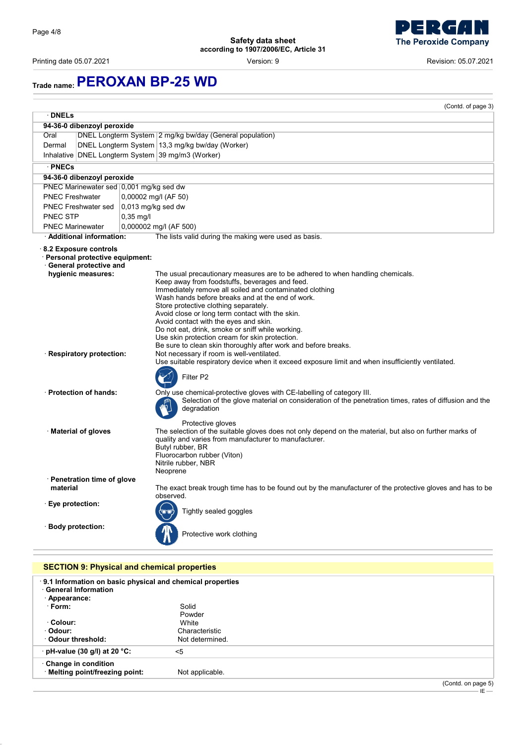Trade name: **PEROXAN BP-25 WD**

(Contd. of page 3)

**· DNELs**

| 94-36-0 dibenzoyl peroxide | | |
|---|---|---|
| Oral | DNEL Longterm System | 2 mg/kg bw/day (General population) |
| Dermal | DNEL Longterm System | 13,3 mg/kg bw/day (Worker) |
| Inhalative | DNEL Longterm System | 39 mg/m3 (Worker) |

**· PNECs**

| 94-36-0 dibenzoyl peroxide | |
|---|---|
| PNEC Marinewater sed | 0,001 mg/kg sed dw |
| PNEC Freshwater | 0,00002 mg/l (AF 50) |
| PNEC Freshwater sed | 0,013 mg/kg sed dw |
| PNEC STP | 0,35 mg/l |
| PNEC Marinewater | 0,000002 mg/l (AF 500) |

**· Additional information:** The lists valid during the making were used as basis.

**· 8.2 Exposure controls**

**· Personal protective equipment:**

**· General protective and hygienic measures:**
The usual precautionary measures are to be adhered to when handling chemicals.
Keep away from foodstuffs, beverages and feed.
Immediately remove all soiled and contaminated clothing
Wash hands before breaks and at the end of work.
Store protective clothing separately.
Avoid close or long term contact with the skin.
Avoid contact with the eyes and skin.
Do not eat, drink, smoke or sniff while working.
Use skin protection cream for skin protection.
Be sure to clean skin thoroughly after work and before breaks.

**· Respiratory protection:**
Not necessary if room is well-ventilated.
Use suitable respiratory device when it exceed exposure limit and when insufficiently ventilated.

Filter P2

**· Protection of hands:**
Only use chemical-protective gloves with CE-labelling of category III.
Selection of the glove material on consideration of the penetration times, rates of diffusion and the degradation

Protective gloves

**· Material of gloves**
The selection of the suitable gloves does not only depend on the material, but also on further marks of quality and varies from manufacturer to manufacturer.
Butyl rubber, BR
Fluorocarbon rubber (Viton)
Nitrile rubber, NBR
Neoprene

**· Penetration time of glove material**
The exact break trough time has to be found out by the manufacturer of the protective gloves and has to be observed.

**· Eye protection:**
Tightly sealed goggles

**· Body protection:**
Protective work clothing

## SECTION 9: Physical and chemical properties

**· 9.1 Information on basic physical and chemical properties**

**· General Information**

**· Appearance:**

**· Form:** Solid
Powder

**· Colour:** White

**· Odour:** Characteristic

**· Odour threshold:** Not determined.

**· pH-value (30 g/l) at 20 °C:** <5

**· Change in condition**

**· Melting point/freezing point:** Not applicable.

(Contd. on page 5)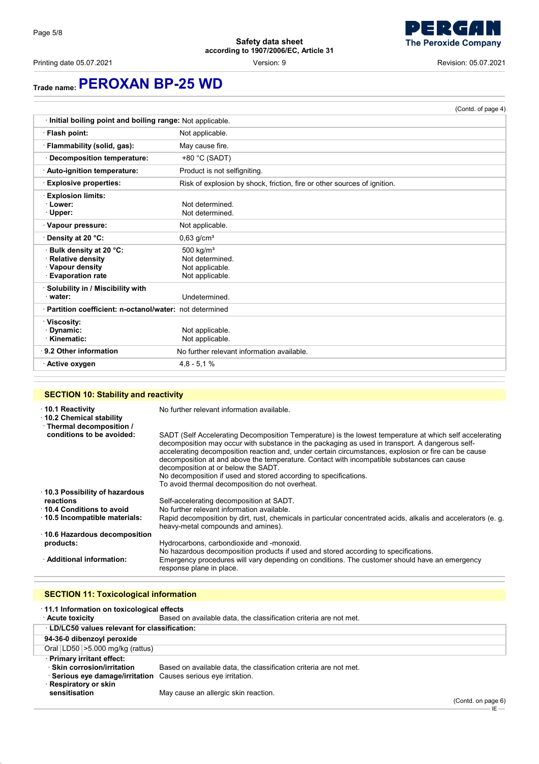Trade name: **PEROXAN BP-25 WD**

(Contd. of page 4)

| | |
|---|---|
| · **Initial boiling point and boiling range:** Not applicable. | |
| · **Flash point:** | Not applicable. |
| · **Flammability (solid, gas):** | May cause fire. |
| · **Decomposition temperature:** | +80 °C (SADT) |
| · **Auto-ignition temperature:** | Product is not selfigniting. |
| · **Explosive properties:** | Risk of explosion by shock, friction, fire or other sources of ignition. |
| · **Explosion limits:** | |
| · **Lower:** | Not determined. |
| · **Upper:** | Not determined. |
| · **Vapour pressure:** | Not applicable. |
| · **Density at 20 °C:** | 0,63 g/cm³ |
| · **Bulk density at 20 °C:** | 500 kg/m³ |
| · **Relative density** | Not determined. |
| · **Vapour density** | Not applicable. |
| · **Evaporation rate** | Not applicable. |
| · **Solubility in / Miscibility with** | |
| · **water:** | Undetermined. |
| · **Partition coefficient: n-octanol/water:** not determined | |
| · **Viscosity:** | |
| · **Dynamic:** | Not applicable. |
| · **Kinematic:** | Not applicable. |
| · **9.2 Other information** | No further relevant information available. |
| · **Active oxygen** | 4,8 - 5,1 % |

## SECTION 10: Stability and reactivity

· **10.1 Reactivity** No further relevant information available.

· **10.2 Chemical stability**

· **Thermal decomposition / conditions to be avoided:** SADT (Self Accelerating Decomposition Temperature) is the lowest temperature at which self accelerating decomposition may occur with substance in the packaging as used in transport. A dangerous self-accelerating decomposition reaction and, under certain circumstances, explosion or fire can be cause decomposition at and above the temperature. Contact with incompatible substances can cause decomposition at or below the SADT.
No decomposition if used and stored according to specifications.
To avoid thermal decomposition do not overheat.

· **10.3 Possibility of hazardous reactions** Self-accelerating decomposition at SADT.

· **10.4 Conditions to avoid** No further relevant information available.

· **10.5 Incompatible materials:** Rapid decomposition by dirt, rust, chemicals in particular concentrated acids, alkalis and accelerators (e. g. heavy-metal compounds and amines).

· **10.6 Hazardous decomposition products:** Hydrocarbons, carbondioxide and -monoxid.
No hazardous decomposition products if used and stored according to specifications.

· **Additional information:** Emergency procedures will vary depending on conditions. The customer should have an emergency response plane in place.

## SECTION 11: Toxicological information

· **11.1 Information on toxicological effects**

· **Acute toxicity** Based on available data, the classification criteria are not met.

| · **LD/LC50 values relevant for classification:** | | |
|---|---|---|
| **94-36-0 dibenzoyl peroxide** | | |
| Oral | LD50 | >5.000 mg/kg (rattus) |

· **Primary irritant effect:**

· **Skin corrosion/irritation** Based on available data, the classification criteria are not met.

· **Serious eye damage/irritation** Causes serious eye irritation.

· **Respiratory or skin sensitisation** May cause an allergic skin reaction.

(Contd. on page 6)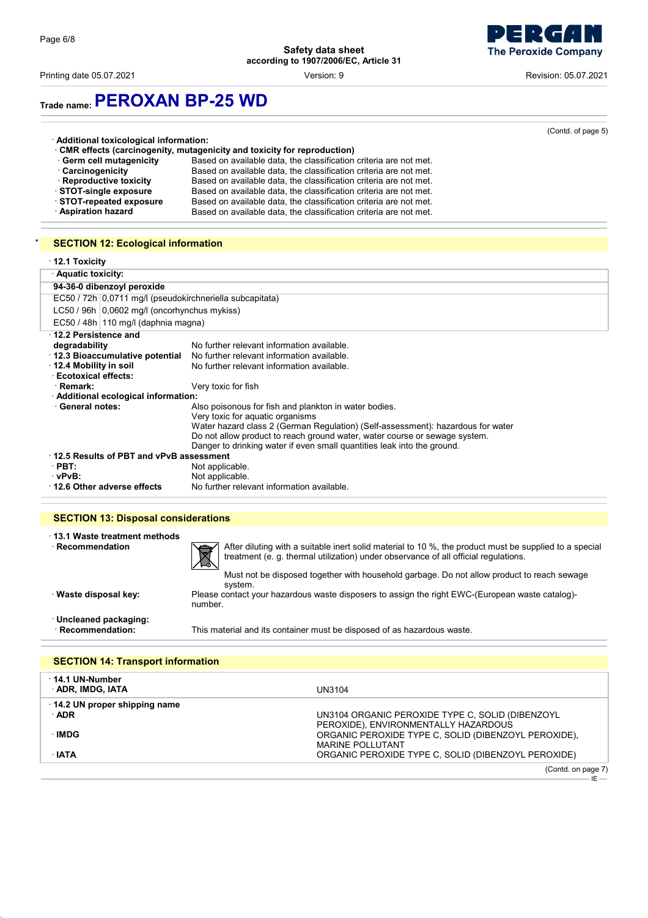## Trade name: PEROXAN BP-25 WD

(Contd. of page 5)

· **Additional toxicological information:**
· **CMR effects (carcinogenity, mutagenicity and toxicity for reproduction)**

| | |
|---|---|
| · **Germ cell mutagenicity** | Based on available data, the classification criteria are not met. |
| · **Carcinogenicity** | Based on available data, the classification criteria are not met. |
| · **Reproductive toxicity** | Based on available data, the classification criteria are not met. |
| · **STOT-single exposure** | Based on available data, the classification criteria are not met. |
| · **STOT-repeated exposure** | Based on available data, the classification criteria are not met. |
| · **Aspiration hazard** | Based on available data, the classification criteria are not met. |

## * SECTION 12: Ecological information

· **12.1 Toxicity**

· **Aquatic toxicity:**

| **94-36-0 dibenzoyl peroxide** | |
|---|---|
| EC50 / 72h | 0,0711 mg/l (pseudokirchneriella subcapitata) |
| LC50 / 96h | 0,0602 mg/l (oncorhynchus mykiss) |
| EC50 / 48h | 110 mg/l (daphnia magna) |

· **12.2 Persistence and degradability** No further relevant information available.
· **12.3 Bioaccumulative potential** No further relevant information available.
· **12.4 Mobility in soil** No further relevant information available.
· **Ecotoxical effects:**
· **Remark:** Very toxic for fish
· **Additional ecological information:**
· **General notes:**
Also poisonous for fish and plankton in water bodies.
Very toxic for aquatic organisms
Water hazard class 2 (German Regulation) (Self-assessment): hazardous for water
Do not allow product to reach ground water, water course or sewage system.
Danger to drinking water if even small quantities leak into the ground.

· **12.5 Results of PBT and vPvB assessment**
· **PBT:** Not applicable.
· **vPvB:** Not applicable.
· **12.6 Other adverse effects** No further relevant information available.

## SECTION 13: Disposal considerations

· **13.1 Waste treatment methods**
· **Recommendation**
After diluting with a suitable inert solid material to 10 %, the product must be supplied to a special treatment (e. g. thermal utilization) under observance of all official regulations.

Must not be disposed together with household garbage. Do not allow product to reach sewage system.

· **Waste disposal key:** Please contact your hazardous waste disposers to assign the right EWC-(European waste catalog)-number.

· **Uncleaned packaging:**
· **Recommendation:** This material and its container must be disposed of as hazardous waste.

## SECTION 14: Transport information

| | |
|---|---|
| · **14.1 UN-Number**<br>· **ADR, IMDG, IATA** | UN3104 |
| · **14.2 UN proper shipping name** | |
| · **ADR** | UN3104 ORGANIC PEROXIDE TYPE C, SOLID (DIBENZOYL PEROXIDE), ENVIRONMENTALLY HAZARDOUS |
| · **IMDG** | ORGANIC PEROXIDE TYPE C, SOLID (DIBENZOYL PEROXIDE), MARINE POLLUTANT |
| · **IATA** | ORGANIC PEROXIDE TYPE C, SOLID (DIBENZOYL PEROXIDE) |

(Contd. on page 7)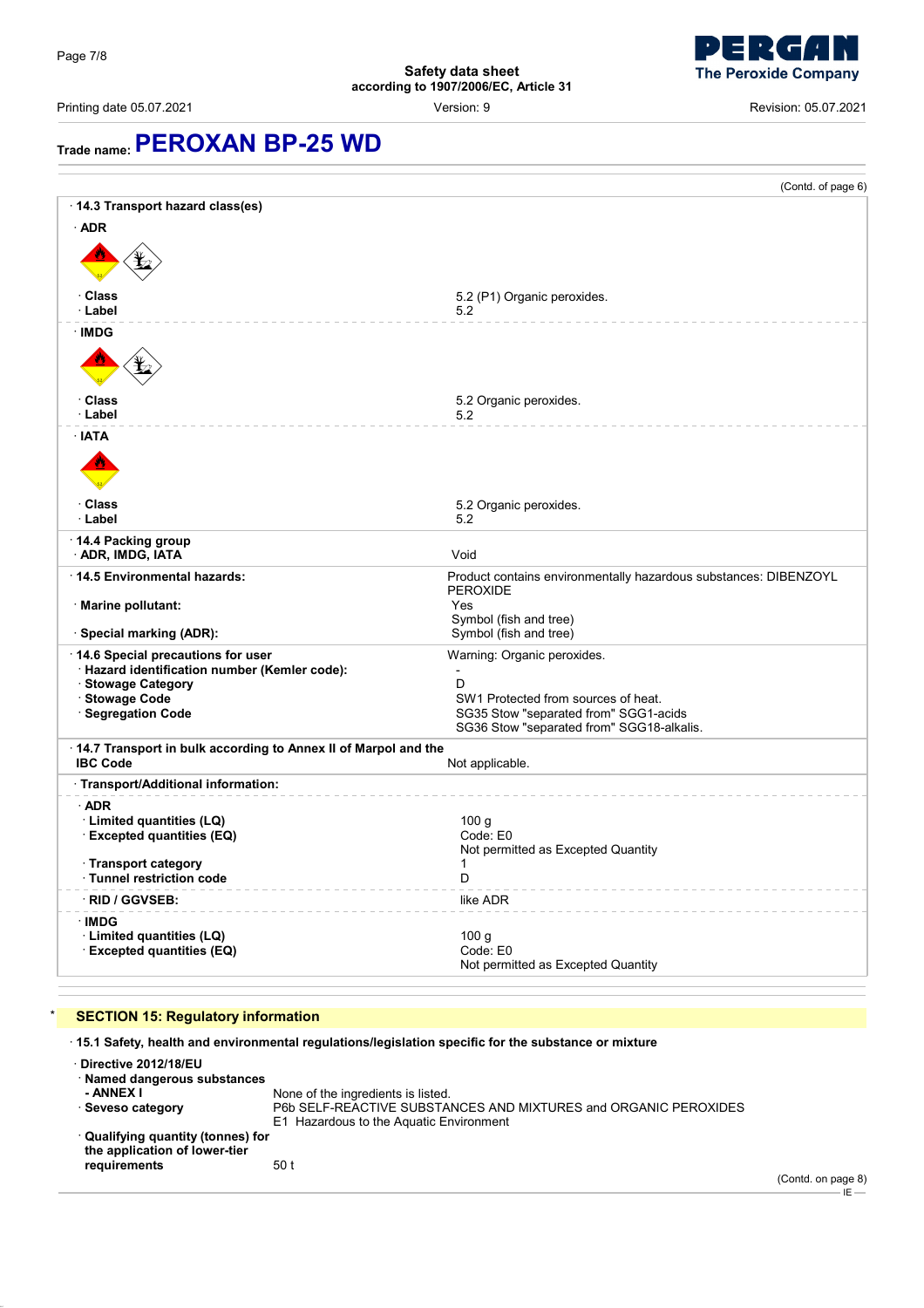# Trade name: PEROXAN BP-25 WD

(Contd. of page 6)

· **14.3 Transport hazard class(es)**

· **ADR**

| | |
|---|---|
| · **Class** | 5.2 (P1) Organic peroxides. |
| · **Label** | 5.2 |

· **IMDG**

| | |
|---|---|
| · **Class** | 5.2 Organic peroxides. |
| · **Label** | 5.2 |

· **IATA**

| | |
|---|---|
| · **Class** | 5.2 Organic peroxides. |
| · **Label** | 5.2 |

· **14.4 Packing group**

| | |
|---|---|
| · **ADR, IMDG, IATA** | Void |

| | |
|---|---|
| · **14.5 Environmental hazards:** | Product contains environmentally hazardous substances: DIBENZOYL PEROXIDE |
| · **Marine pollutant:** | Yes<br>Symbol (fish and tree) |
| · **Special marking (ADR):** | Symbol (fish and tree) |

| | |
|---|---|
| · **14.6 Special precautions for user** | Warning: Organic peroxides. |
| · **Hazard identification number (Kemler code):** | - |
| · **Stowage Category** | D |
| · **Stowage Code** | SW1 Protected from sources of heat. |
| · **Segregation Code** | SG35 Stow "separated from" SGG1-acids<br>SG36 Stow "separated from" SGG18-alkalis. |

| | |
|---|---|
| · **14.7 Transport in bulk according to Annex II of Marpol and the IBC Code** | Not applicable. |

· **Transport/Additional information:**

· **ADR**

| | |
|---|---|
| · **Limited quantities (LQ)** | 100 g |
| · **Excepted quantities (EQ)** | Code: E0<br>Not permitted as Excepted Quantity |
| · **Transport category** | 1 |
| · **Tunnel restriction code** | D |

| | |
|---|---|
| · **RID / GGVSEB:** | like ADR |

· **IMDG**

| | |
|---|---|
| · **Limited quantities (LQ)** | 100 g |
| · **Excepted quantities (EQ)** | Code: E0<br>Not permitted as Excepted Quantity |

## * SECTION 15: Regulatory information

· **15.1 Safety, health and environmental regulations/legislation specific for the substance or mixture**

· **Directive 2012/18/EU**

| | |
|---|---|
| · **Named dangerous substances - ANNEX I** | None of the ingredients is listed. |
| · **Seveso category** | P6b SELF-REACTIVE SUBSTANCES AND MIXTURES and ORGANIC PEROXIDES<br>E1 Hazardous to the Aquatic Environment |
| · **Qualifying quantity (tonnes) for the application of lower-tier requirements** | 50 t |

(Contd. on page 8)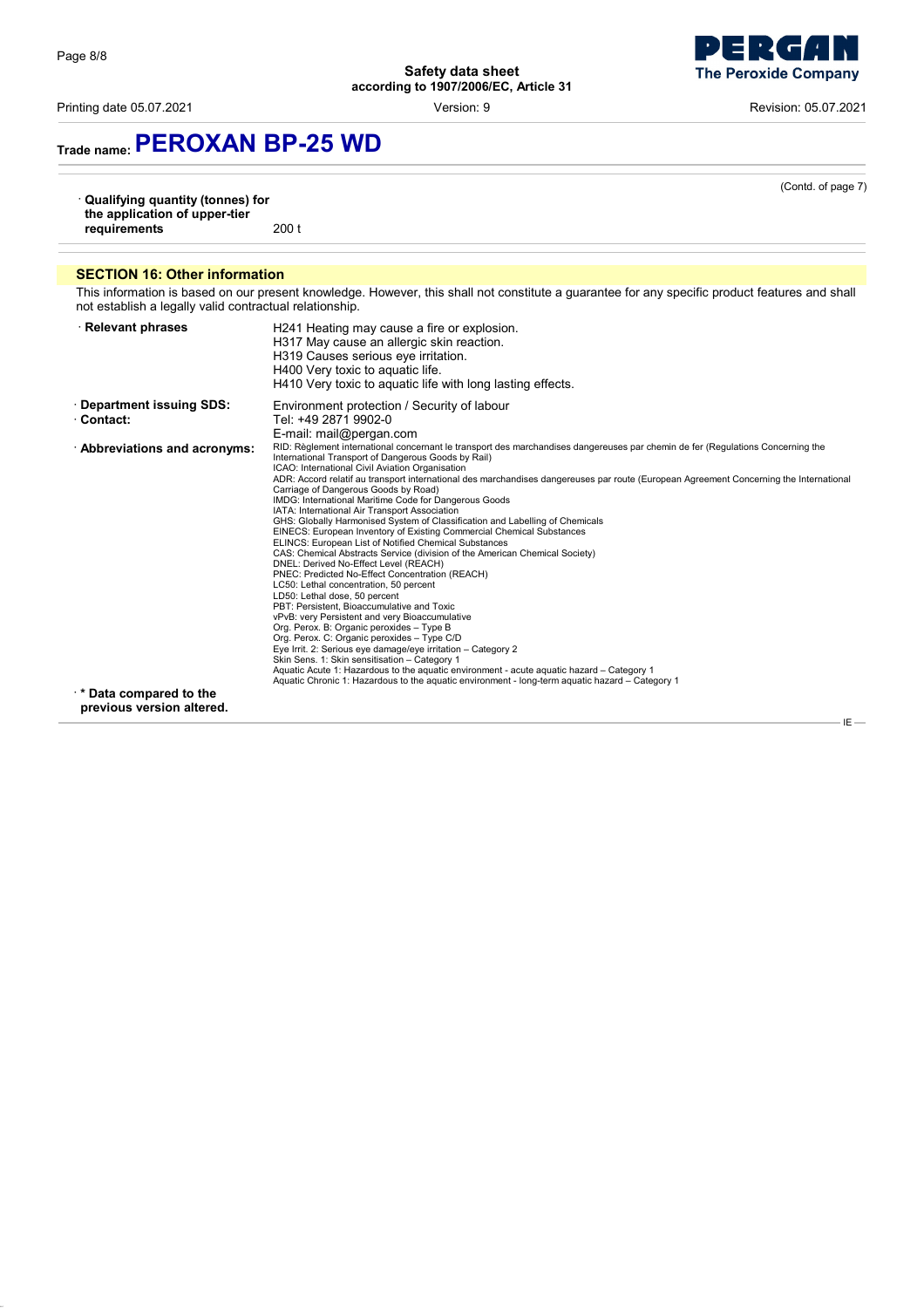## Trade name: PEROXAN BP-25 WD

(Contd. of page 7)

· **Qualifying quantity (tonnes) for the application of upper-tier requirements** 200 t

### SECTION 16: Other information

This information is based on our present knowledge. However, this shall not constitute a guarantee for any specific product features and shall not establish a legally valid contractual relationship.

· **Relevant phrases**

H241 Heating may cause a fire or explosion.
H317 May cause an allergic skin reaction.
H319 Causes serious eye irritation.
H400 Very toxic to aquatic life.
H410 Very toxic to aquatic life with long lasting effects.

· **Department issuing SDS:** Environment protection / Security of labour

· **Contact:** Tel: +49 2871 9902-0
E-mail: mail@pergan.com

· **Abbreviations and acronyms:**

RID: Règlement international concernant le transport des marchandises dangereuses par chemin de fer (Regulations Concerning the International Transport of Dangerous Goods by Rail)
ICAO: International Civil Aviation Organisation
ADR: Accord relatif au transport international des marchandises dangereuses par route (European Agreement Concerning the International Carriage of Dangerous Goods by Road)
IMDG: International Maritime Code for Dangerous Goods
IATA: International Air Transport Association
GHS: Globally Harmonised System of Classification and Labelling of Chemicals
EINECS: European Inventory of Existing Commercial Chemical Substances
ELINCS: European List of Notified Chemical Substances
CAS: Chemical Abstracts Service (division of the American Chemical Society)
DNEL: Derived No-Effect Level (REACH)
PNEC: Predicted No-Effect Concentration (REACH)
LC50: Lethal concentration, 50 percent
LD50: Lethal dose, 50 percent
PBT: Persistent, Bioaccumulative and Toxic
vPvB: very Persistent and very Bioaccumulative
Org. Perox. B: Organic peroxides – Type B
Org. Perox. C: Organic peroxides – Type C/D
Eye Irrit. 2: Serious eye damage/eye irritation – Category 2
Skin Sens. 1: Skin sensitisation – Category 1
Aquatic Acute 1: Hazardous to the aquatic environment - acute aquatic hazard – Category 1
Aquatic Chronic 1: Hazardous to the aquatic environment - long-term aquatic hazard – Category 1

· **\* Data compared to the previous version altered.**